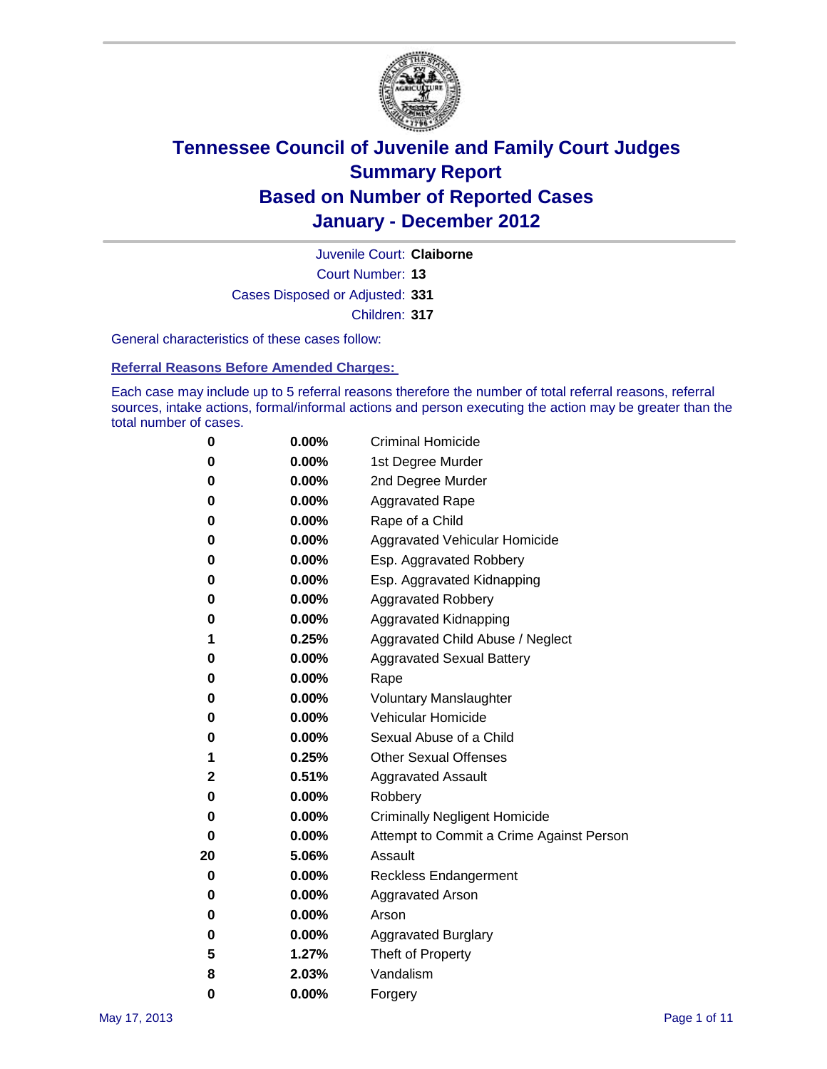# Tennessee Council of Juvenile and Family Court Judges
# Summary Report
# Based on Number of Reported Cases
# January - December 2012

Juvenile Court: **Claiborne**

Court Number: **13**

Cases Disposed or Adjusted: **331**

Children: **317**

General characteristics of these cases follow:

## Referral Reasons Before Amended Charges:

Each case may include up to 5 referral reasons therefore the number of total referral reasons, referral sources, intake actions, formal/informal actions and person executing the action may be greater than the total number of cases.

| | | |
|---|---|---|
| 0 | 0.00% | Criminal Homicide |
| 0 | 0.00% | 1st Degree Murder |
| 0 | 0.00% | 2nd Degree Murder |
| 0 | 0.00% | Aggravated Rape |
| 0 | 0.00% | Rape of a Child |
| 0 | 0.00% | Aggravated Vehicular Homicide |
| 0 | 0.00% | Esp. Aggravated Robbery |
| 0 | 0.00% | Esp. Aggravated Kidnapping |
| 0 | 0.00% | Aggravated Robbery |
| 0 | 0.00% | Aggravated Kidnapping |
| 1 | 0.25% | Aggravated Child Abuse / Neglect |
| 0 | 0.00% | Aggravated Sexual Battery |
| 0 | 0.00% | Rape |
| 0 | 0.00% | Voluntary Manslaughter |
| 0 | 0.00% | Vehicular Homicide |
| 0 | 0.00% | Sexual Abuse of a Child |
| 1 | 0.25% | Other Sexual Offenses |
| 2 | 0.51% | Aggravated Assault |
| 0 | 0.00% | Robbery |
| 0 | 0.00% | Criminally Negligent Homicide |
| 0 | 0.00% | Attempt to Commit a Crime Against Person |
| 20 | 5.06% | Assault |
| 0 | 0.00% | Reckless Endangerment |
| 0 | 0.00% | Aggravated Arson |
| 0 | 0.00% | Arson |
| 0 | 0.00% | Aggravated Burglary |
| 5 | 1.27% | Theft of Property |
| 8 | 2.03% | Vandalism |
| 0 | 0.00% | Forgery |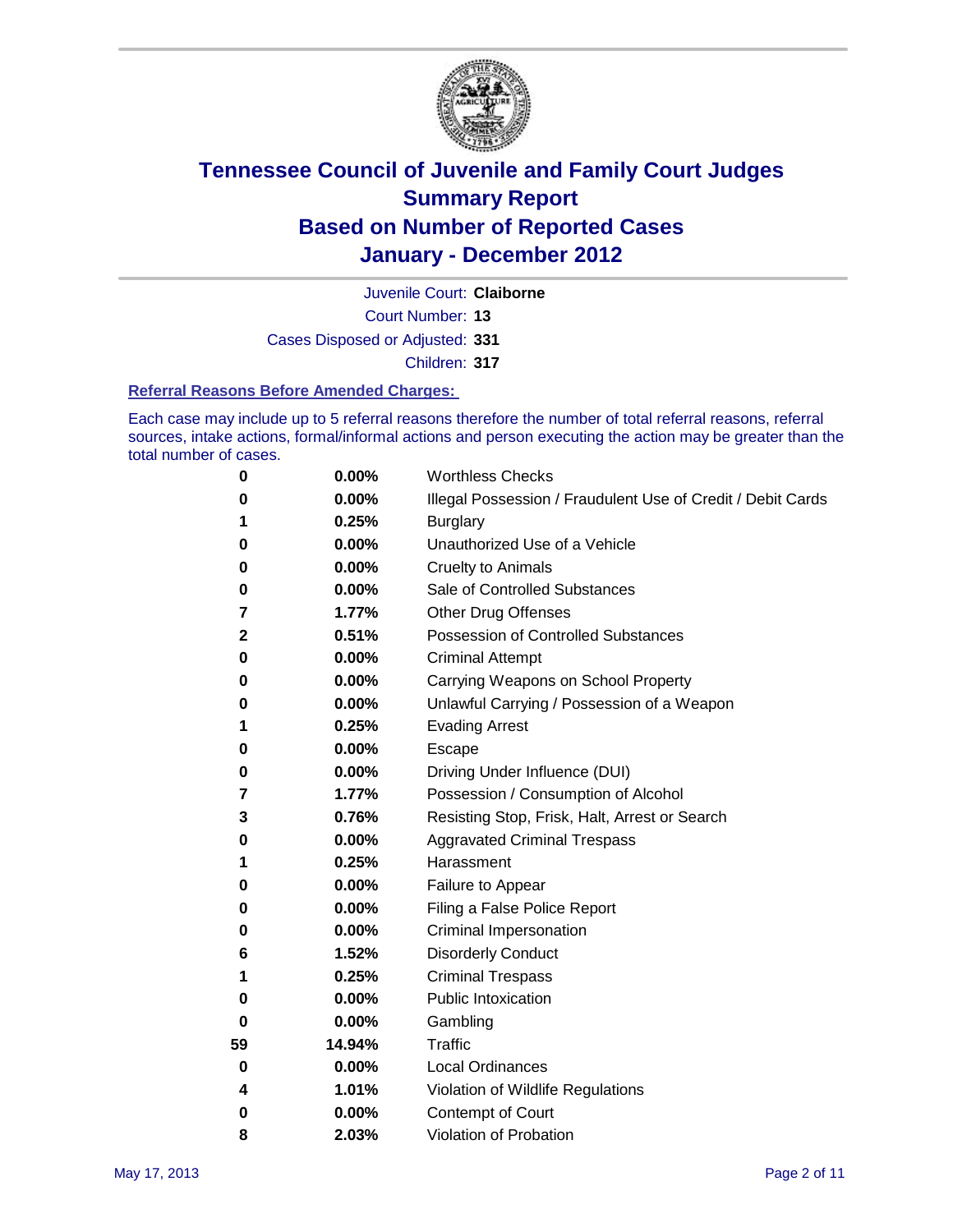# Tennessee Council of Juvenile and Family Court Judges
## Summary Report
## Based on Number of Reported Cases
## January - December 2012

Juvenile Court: **Claiborne**

Court Number: **13**

Cases Disposed or Adjusted: **331**

Children: **317**

### Referral Reasons Before Amended Charges:

Each case may include up to 5 referral reasons therefore the number of total referral reasons, referral sources, intake actions, formal/informal actions and person executing the action may be greater than the total number of cases.

| | | |
|---|---|---|
| 0 | 0.00% | Worthless Checks |
| 0 | 0.00% | Illegal Possession / Fraudulent Use of Credit / Debit Cards |
| 1 | 0.25% | Burglary |
| 0 | 0.00% | Unauthorized Use of a Vehicle |
| 0 | 0.00% | Cruelty to Animals |
| 0 | 0.00% | Sale of Controlled Substances |
| 7 | 1.77% | Other Drug Offenses |
| 2 | 0.51% | Possession of Controlled Substances |
| 0 | 0.00% | Criminal Attempt |
| 0 | 0.00% | Carrying Weapons on School Property |
| 0 | 0.00% | Unlawful Carrying / Possession of a Weapon |
| 1 | 0.25% | Evading Arrest |
| 0 | 0.00% | Escape |
| 0 | 0.00% | Driving Under Influence (DUI) |
| 7 | 1.77% | Possession / Consumption of Alcohol |
| 3 | 0.76% | Resisting Stop, Frisk, Halt, Arrest or Search |
| 0 | 0.00% | Aggravated Criminal Trespass |
| 1 | 0.25% | Harassment |
| 0 | 0.00% | Failure to Appear |
| 0 | 0.00% | Filing a False Police Report |
| 0 | 0.00% | Criminal Impersonation |
| 6 | 1.52% | Disorderly Conduct |
| 1 | 0.25% | Criminal Trespass |
| 0 | 0.00% | Public Intoxication |
| 0 | 0.00% | Gambling |
| 59 | 14.94% | Traffic |
| 0 | 0.00% | Local Ordinances |
| 4 | 1.01% | Violation of Wildlife Regulations |
| 0 | 0.00% | Contempt of Court |
| 8 | 2.03% | Violation of Probation |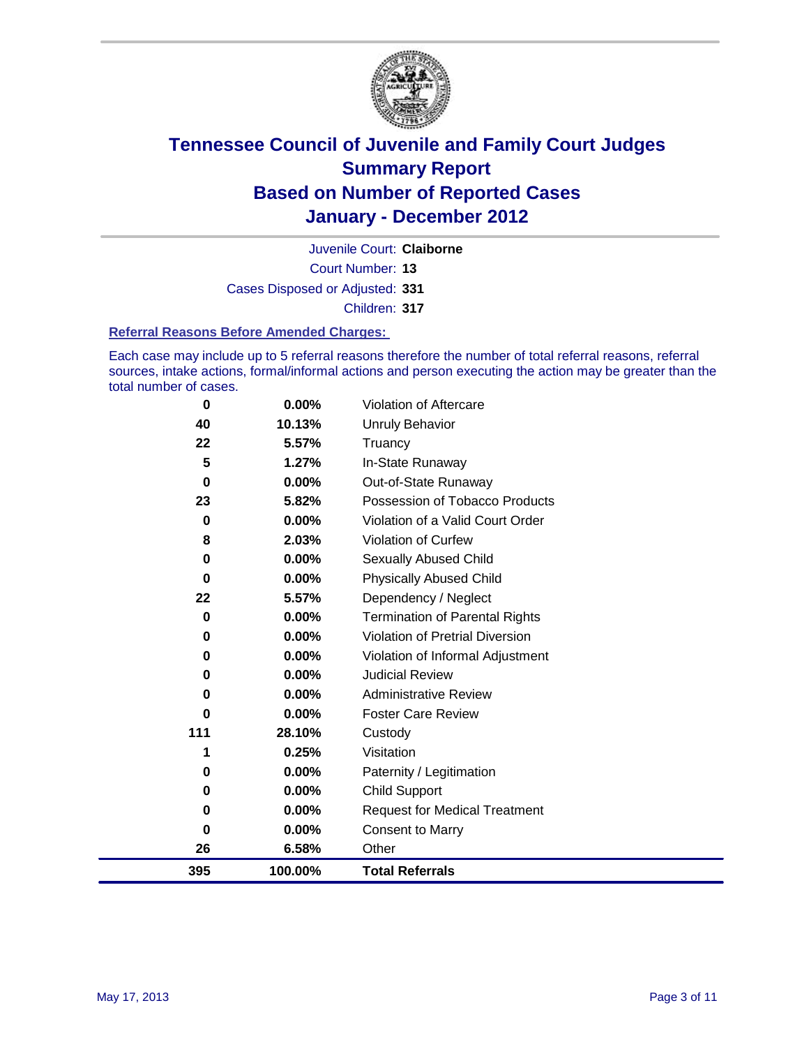# Tennessee Council of Juvenile and Family Court Judges
## Summary Report
## Based on Number of Reported Cases
## January - December 2012

Juvenile Court: **Claiborne**
Court Number: **13**
Cases Disposed or Adjusted: **331**
Children: **317**

### Referral Reasons Before Amended Charges:

Each case may include up to 5 referral reasons therefore the number of total referral reasons, referral sources, intake actions, formal/informal actions and person executing the action may be greater than the total number of cases.

| Count | Percent | Referral Reason |
|---|---|---|
| 0 | 0.00% | Violation of Aftercare |
| 40 | 10.13% | Unruly Behavior |
| 22 | 5.57% | Truancy |
| 5 | 1.27% | In-State Runaway |
| 0 | 0.00% | Out-of-State Runaway |
| 23 | 5.82% | Possession of Tobacco Products |
| 0 | 0.00% | Violation of a Valid Court Order |
| 8 | 2.03% | Violation of Curfew |
| 0 | 0.00% | Sexually Abused Child |
| 0 | 0.00% | Physically Abused Child |
| 22 | 5.57% | Dependency / Neglect |
| 0 | 0.00% | Termination of Parental Rights |
| 0 | 0.00% | Violation of Pretrial Diversion |
| 0 | 0.00% | Violation of Informal Adjustment |
| 0 | 0.00% | Judicial Review |
| 0 | 0.00% | Administrative Review |
| 0 | 0.00% | Foster Care Review |
| 111 | 28.10% | Custody |
| 1 | 0.25% | Visitation |
| 0 | 0.00% | Paternity / Legitimation |
| 0 | 0.00% | Child Support |
| 0 | 0.00% | Request for Medical Treatment |
| 0 | 0.00% | Consent to Marry |
| 26 | 6.58% | Other |
| **395** | **100.00%** | **Total Referrals** |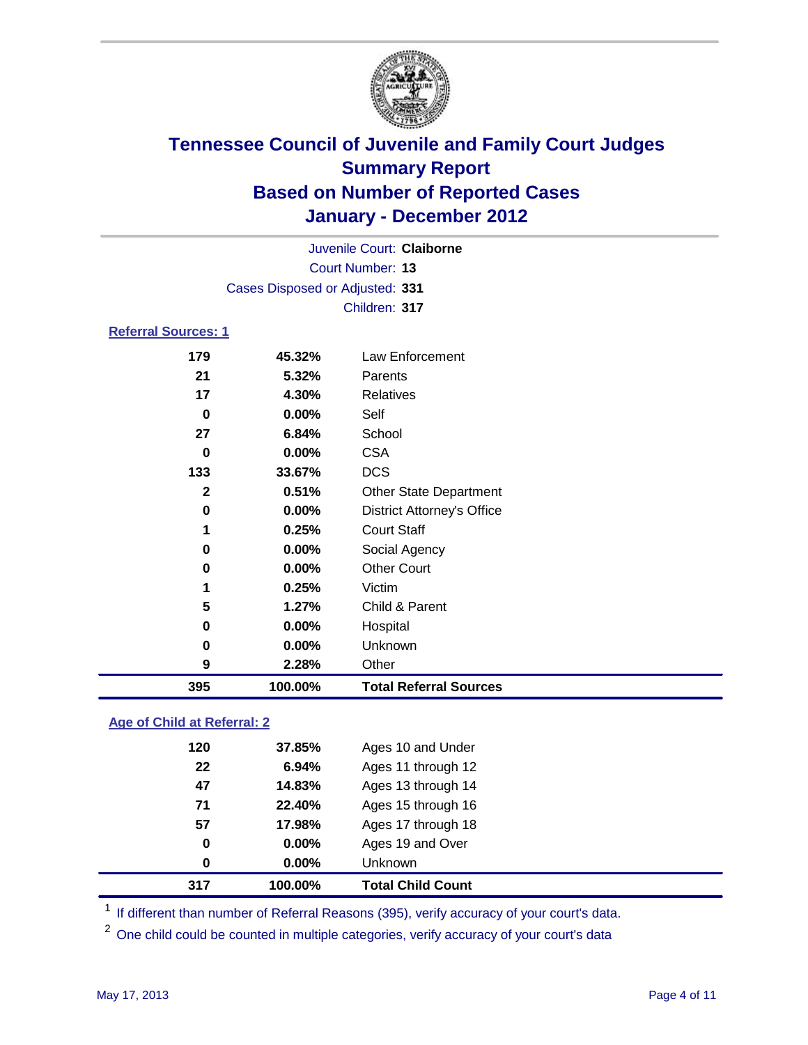# Tennessee Council of Juvenile and Family Court Judges
## Summary Report
## Based on Number of Reported Cases
## January - December 2012

Juvenile Court: **Claiborne**

Court Number: **13**

Cases Disposed or Adjusted: **331**

Children: **317**

### Referral Sources: 1

| | | |
|---|---|---|
| 179 | 45.32% | Law Enforcement |
| 21 | 5.32% | Parents |
| 17 | 4.30% | Relatives |
| 0 | 0.00% | Self |
| 27 | 6.84% | School |
| 0 | 0.00% | CSA |
| 133 | 33.67% | DCS |
| 2 | 0.51% | Other State Department |
| 0 | 0.00% | District Attorney's Office |
| 1 | 0.25% | Court Staff |
| 0 | 0.00% | Social Agency |
| 0 | 0.00% | Other Court |
| 1 | 0.25% | Victim |
| 5 | 1.27% | Child & Parent |
| 0 | 0.00% | Hospital |
| 0 | 0.00% | Unknown |
| 9 | 2.28% | Other |
| **395** | **100.00%** | **Total Referral Sources** |

### Age of Child at Referral: 2

| | | |
|---|---|---|
| 120 | 37.85% | Ages 10 and Under |
| 22 | 6.94% | Ages 11 through 12 |
| 47 | 14.83% | Ages 13 through 14 |
| 71 | 22.40% | Ages 15 through 16 |
| 57 | 17.98% | Ages 17 through 18 |
| 0 | 0.00% | Ages 19 and Over |
| 0 | 0.00% | Unknown |
| **317** | **100.00%** | **Total Child Count** |

[1] If different than number of Referral Reasons (395), verify accuracy of your court's data.

[2] One child could be counted in multiple categories, verify accuracy of your court's data

May 17, 2013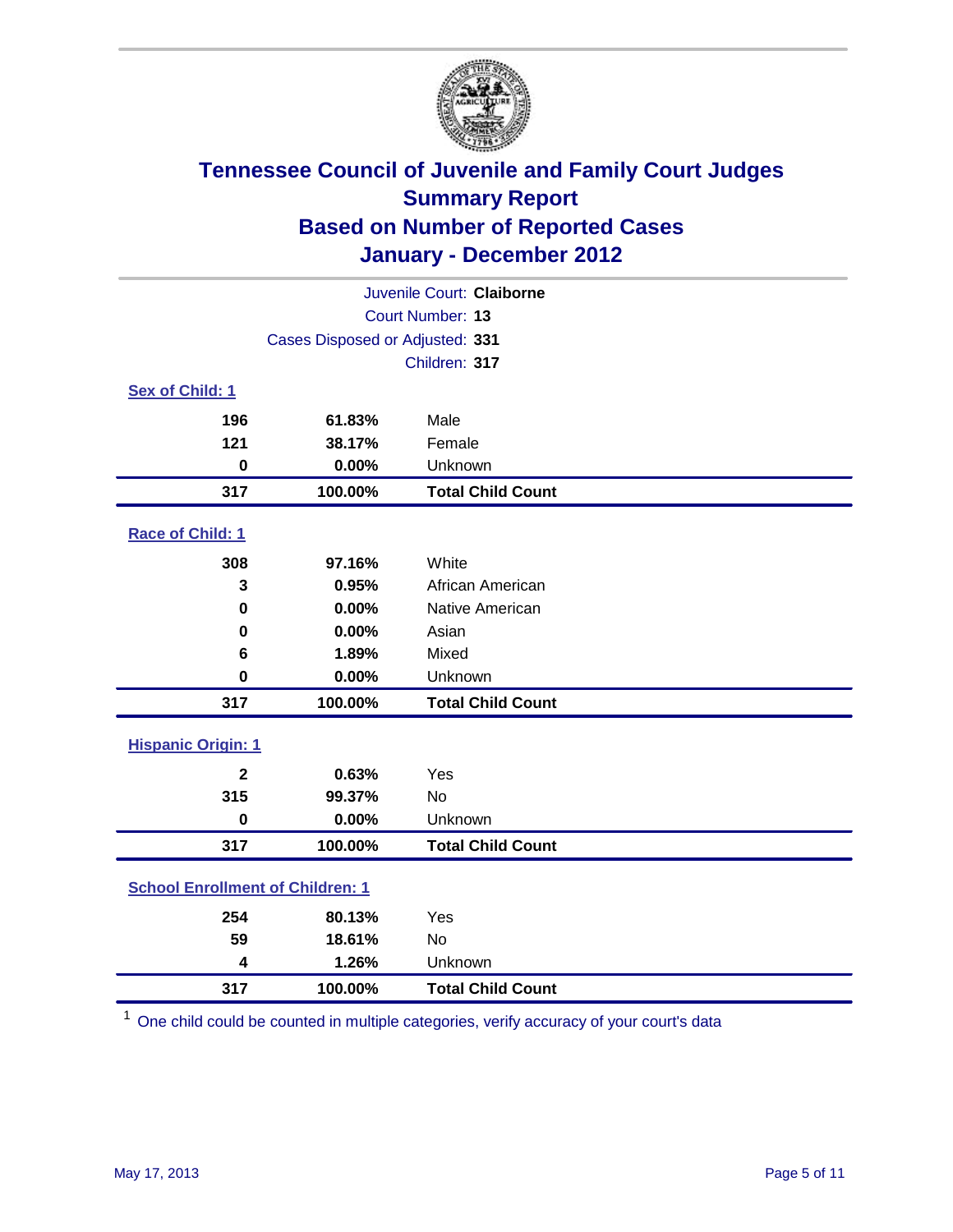# Tennessee Council of Juvenile and Family Court Judges
## Summary Report
## Based on Number of Reported Cases
## January - December 2012

Juvenile Court: **Claiborne**

Court Number: **13**

Cases Disposed or Adjusted: **331**

Children: **317**

### Sex of Child: 1

| | | |
|---|---|---|
| **196** | **61.83%** | Male |
| **121** | **38.17%** | Female |
| **0** | **0.00%** | Unknown |
| **317** | **100.00%** | **Total Child Count** |

### Race of Child: 1

| | | |
|---|---|---|
| **308** | **97.16%** | White |
| **3** | **0.95%** | African American |
| **0** | **0.00%** | Native American |
| **0** | **0.00%** | Asian |
| **6** | **1.89%** | Mixed |
| **0** | **0.00%** | Unknown |
| **317** | **100.00%** | **Total Child Count** |

### Hispanic Origin: 1

| | | |
|---|---|---|
| **2** | **0.63%** | Yes |
| **315** | **99.37%** | No |
| **0** | **0.00%** | Unknown |
| **317** | **100.00%** | **Total Child Count** |

### School Enrollment of Children: 1

| | | |
|---|---|---|
| **254** | **80.13%** | Yes |
| **59** | **18.61%** | No |
| **4** | **1.26%** | Unknown |
| **317** | **100.00%** | **Total Child Count** |

[1] One child could be counted in multiple categories, verify accuracy of your court's data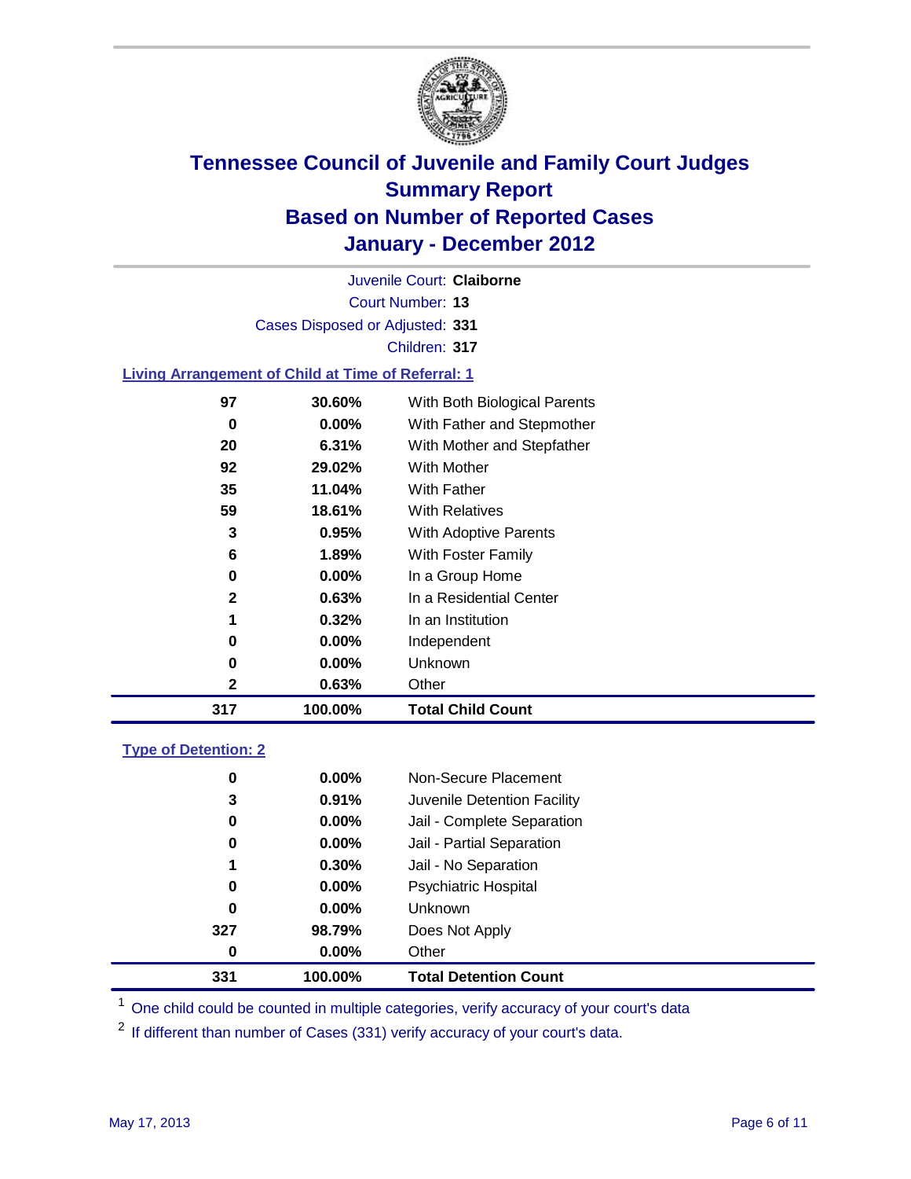# Tennessee Council of Juvenile and Family Court Judges
## Summary Report
## Based on Number of Reported Cases
## January - December 2012

Juvenile Court: **Claiborne**

Court Number: **13**

Cases Disposed or Adjusted: **331**

Children: **317**

### Living Arrangement of Child at Time of Referral: 1

| Count | Percent | Living Arrangement |
|---|---|---|
| 97 | 30.60% | With Both Biological Parents |
| 0 | 0.00% | With Father and Stepmother |
| 20 | 6.31% | With Mother and Stepfather |
| 92 | 29.02% | With Mother |
| 35 | 11.04% | With Father |
| 59 | 18.61% | With Relatives |
| 3 | 0.95% | With Adoptive Parents |
| 6 | 1.89% | With Foster Family |
| 0 | 0.00% | In a Group Home |
| 2 | 0.63% | In a Residential Center |
| 1 | 0.32% | In an Institution |
| 0 | 0.00% | Independent |
| 0 | 0.00% | Unknown |
| 2 | 0.63% | Other |
| **317** | **100.00%** | **Total Child Count** |

### Type of Detention: 2

| Count | Percent | Type of Detention |
|---|---|---|
| 0 | 0.00% | Non-Secure Placement |
| 3 | 0.91% | Juvenile Detention Facility |
| 0 | 0.00% | Jail - Complete Separation |
| 0 | 0.00% | Jail - Partial Separation |
| 1 | 0.30% | Jail - No Separation |
| 0 | 0.00% | Psychiatric Hospital |
| 0 | 0.00% | Unknown |
| 327 | 98.79% | Does Not Apply |
| 0 | 0.00% | Other |
| **331** | **100.00%** | **Total Detention Count** |

[1] One child could be counted in multiple categories, verify accuracy of your court's data

[2] If different than number of Cases (331) verify accuracy of your court's data.

May 17, 2013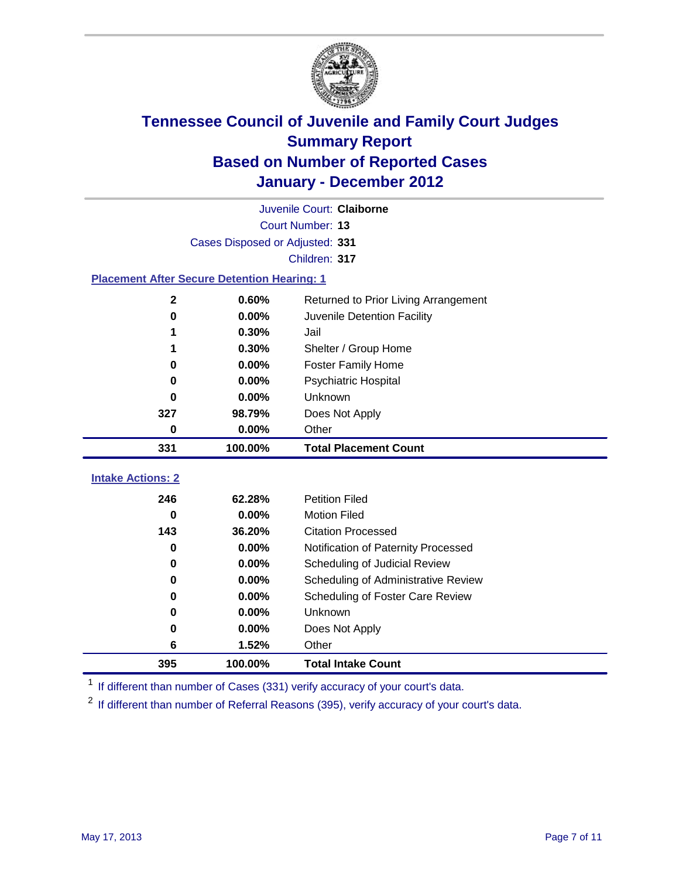# Tennessee Council of Juvenile and Family Court Judges
## Summary Report
## Based on Number of Reported Cases
## January - December 2012

Juvenile Court: **Claiborne**
Court Number: **13**
Cases Disposed or Adjusted: **331**
Children: **317**

### Placement After Secure Detention Hearing: 1

| | | |
|---|---|---|
| **2** | **0.60%** | Returned to Prior Living Arrangement |
| **0** | **0.00%** | Juvenile Detention Facility |
| **1** | **0.30%** | Jail |
| **1** | **0.30%** | Shelter / Group Home |
| **0** | **0.00%** | Foster Family Home |
| **0** | **0.00%** | Psychiatric Hospital |
| **0** | **0.00%** | Unknown |
| **327** | **98.79%** | Does Not Apply |
| **0** | **0.00%** | Other |
| **331** | **100.00%** | **Total Placement Count** |

### Intake Actions: 2

| | | |
|---|---|---|
| **246** | **62.28%** | Petition Filed |
| **0** | **0.00%** | Motion Filed |
| **143** | **36.20%** | Citation Processed |
| **0** | **0.00%** | Notification of Paternity Processed |
| **0** | **0.00%** | Scheduling of Judicial Review |
| **0** | **0.00%** | Scheduling of Administrative Review |
| **0** | **0.00%** | Scheduling of Foster Care Review |
| **0** | **0.00%** | Unknown |
| **0** | **0.00%** | Does Not Apply |
| **6** | **1.52%** | Other |
| **395** | **100.00%** | **Total Intake Count** |

[1] If different than number of Cases (331) verify accuracy of your court's data.

[2] If different than number of Referral Reasons (395), verify accuracy of your court's data.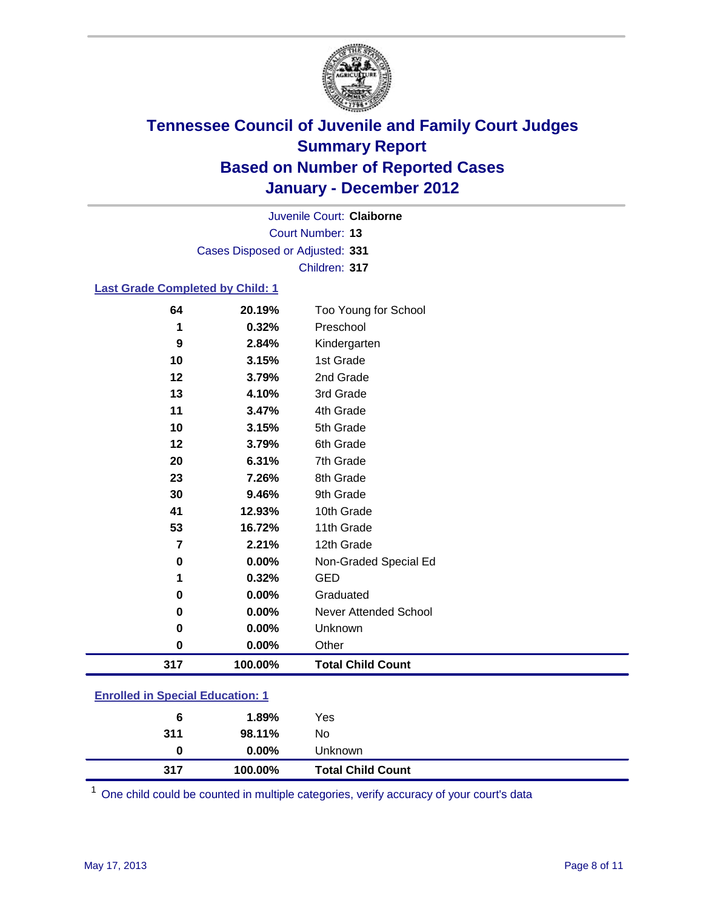# Tennessee Council of Juvenile and Family Court Judges
## Summary Report
## Based on Number of Reported Cases
## January - December 2012

Juvenile Court: **Claiborne**
Court Number: **13**
Cases Disposed or Adjusted: **331**
Children: **317**

### Last Grade Completed by Child: 1

| Count | Percent | Category |
|---|---|---|
| 64 | 20.19% | Too Young for School |
| 1 | 0.32% | Preschool |
| 9 | 2.84% | Kindergarten |
| 10 | 3.15% | 1st Grade |
| 12 | 3.79% | 2nd Grade |
| 13 | 4.10% | 3rd Grade |
| 11 | 3.47% | 4th Grade |
| 10 | 3.15% | 5th Grade |
| 12 | 3.79% | 6th Grade |
| 20 | 6.31% | 7th Grade |
| 23 | 7.26% | 8th Grade |
| 30 | 9.46% | 9th Grade |
| 41 | 12.93% | 10th Grade |
| 53 | 16.72% | 11th Grade |
| 7 | 2.21% | 12th Grade |
| 0 | 0.00% | Non-Graded Special Ed |
| 1 | 0.32% | GED |
| 0 | 0.00% | Graduated |
| 0 | 0.00% | Never Attended School |
| 0 | 0.00% | Unknown |
| 0 | 0.00% | Other |
| **317** | **100.00%** | **Total Child Count** |

### Enrolled in Special Education: 1

| Count | Percent | Category |
|---|---|---|
| 6 | 1.89% | Yes |
| 311 | 98.11% | No |
| 0 | 0.00% | Unknown |
| **317** | **100.00%** | **Total Child Count** |

[1] One child could be counted in multiple categories, verify accuracy of your court's data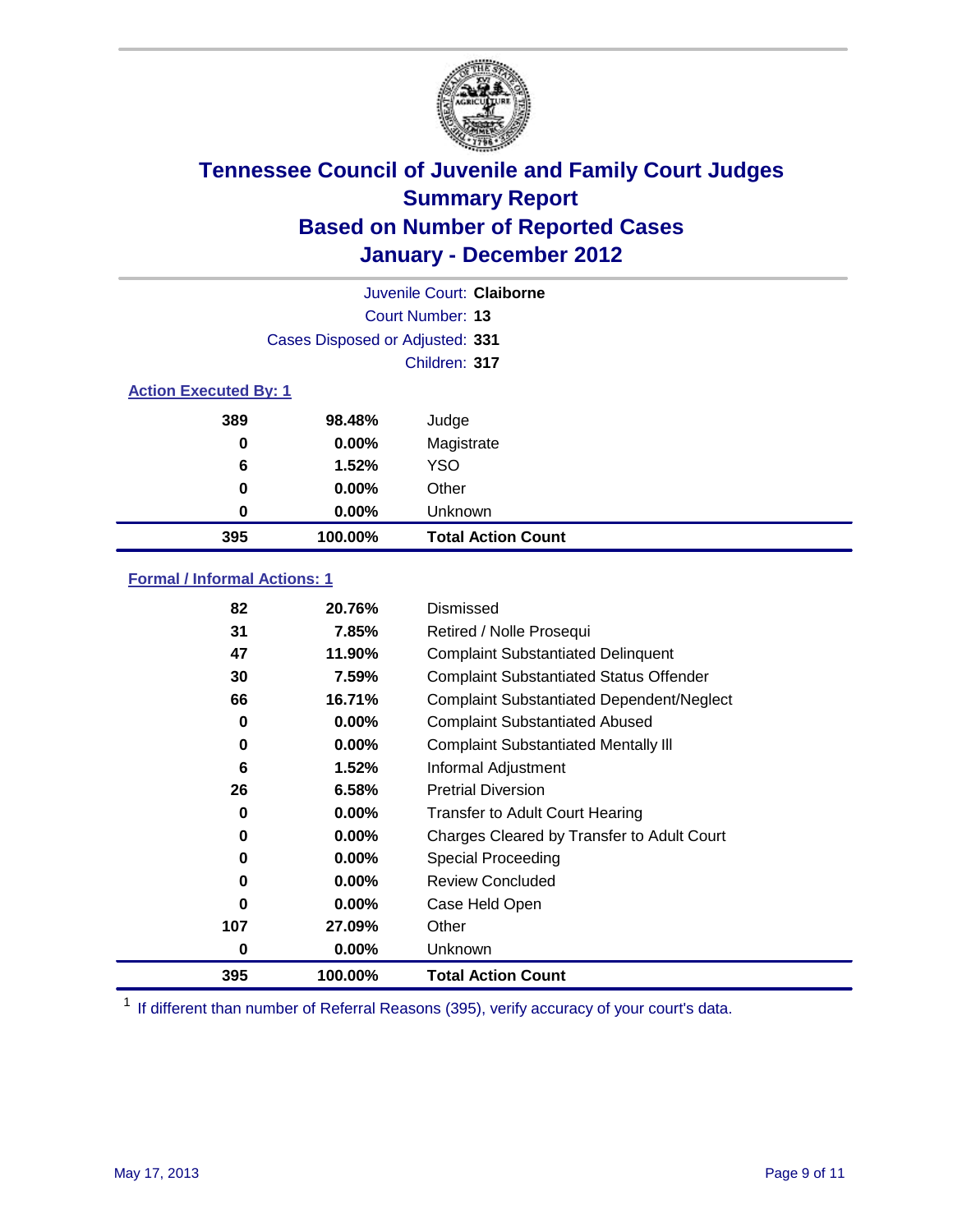# Tennessee Council of Juvenile and Family Court Judges
## Summary Report
## Based on Number of Reported Cases
## January - December 2012

Juvenile Court: **Claiborne**

Court Number: **13**

Cases Disposed or Adjusted: **331**

Children: **317**

### Action Executed By: 1

| | | |
|---|---|---|
| 389 | 98.48% | Judge |
| 0 | 0.00% | Magistrate |
| 6 | 1.52% | YSO |
| 0 | 0.00% | Other |
| 0 | 0.00% | Unknown |
| **395** | **100.00%** | **Total Action Count** |

### Formal / Informal Actions: 1

| | | |
|---|---|---|
| 82 | 20.76% | Dismissed |
| 31 | 7.85% | Retired / Nolle Prosequi |
| 47 | 11.90% | Complaint Substantiated Delinquent |
| 30 | 7.59% | Complaint Substantiated Status Offender |
| 66 | 16.71% | Complaint Substantiated Dependent/Neglect |
| 0 | 0.00% | Complaint Substantiated Abused |
| 0 | 0.00% | Complaint Substantiated Mentally Ill |
| 6 | 1.52% | Informal Adjustment |
| 26 | 6.58% | Pretrial Diversion |
| 0 | 0.00% | Transfer to Adult Court Hearing |
| 0 | 0.00% | Charges Cleared by Transfer to Adult Court |
| 0 | 0.00% | Special Proceeding |
| 0 | 0.00% | Review Concluded |
| 0 | 0.00% | Case Held Open |
| 107 | 27.09% | Other |
| 0 | 0.00% | Unknown |
| **395** | **100.00%** | **Total Action Count** |

[1] If different than number of Referral Reasons (395), verify accuracy of your court's data.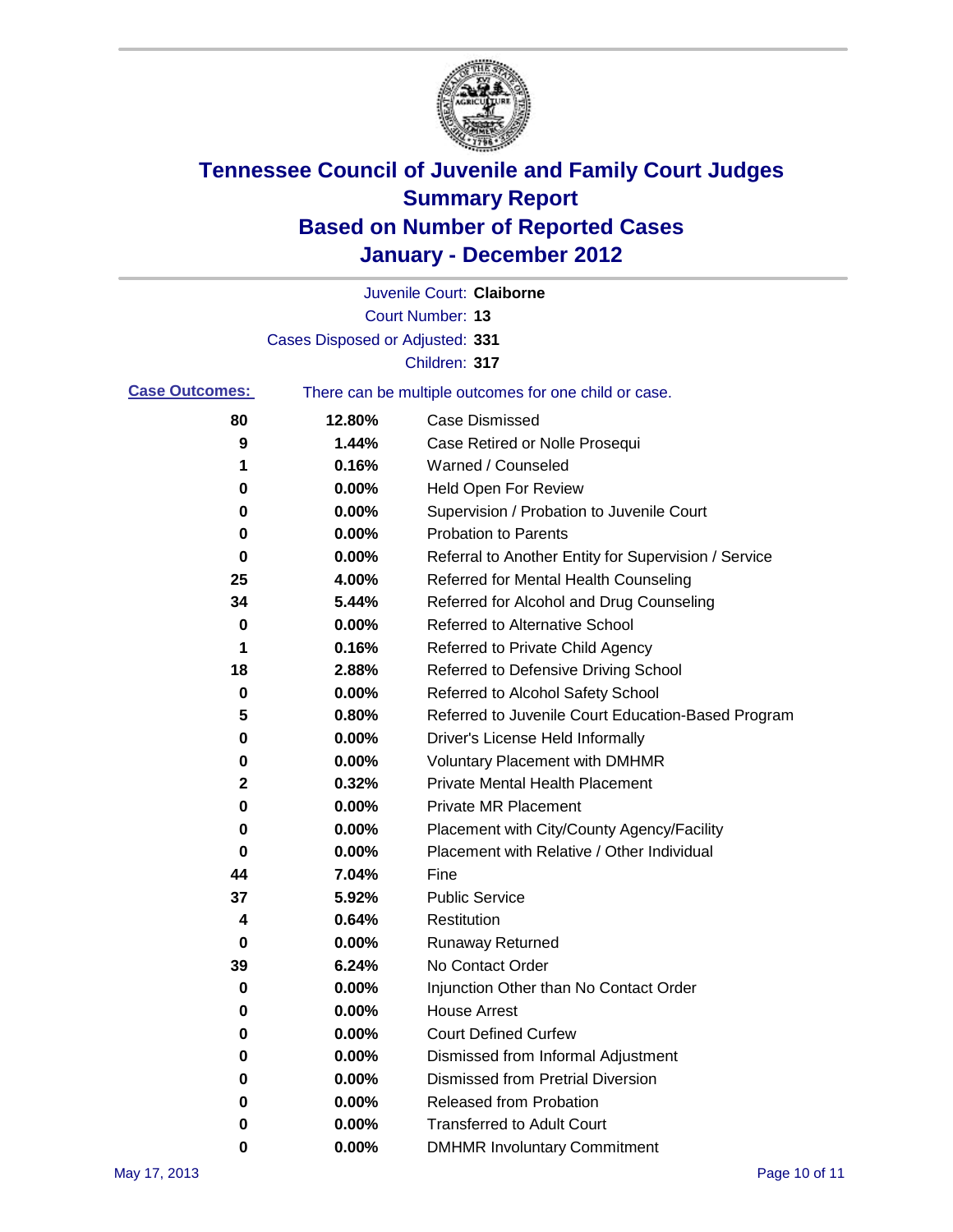# Tennessee Council of Juvenile and Family Court Judges
## Summary Report
## Based on Number of Reported Cases
## January - December 2012

Juvenile Court: **Claiborne**

Court Number: **13**

Cases Disposed or Adjusted: **331**

Children: **317**

**Case Outcomes:** There can be multiple outcomes for one child or case.

| Count | Percent | Outcome |
|---|---|---|
| 80 | 12.80% | Case Dismissed |
| 9 | 1.44% | Case Retired or Nolle Prosequi |
| 1 | 0.16% | Warned / Counseled |
| 0 | 0.00% | Held Open For Review |
| 0 | 0.00% | Supervision / Probation to Juvenile Court |
| 0 | 0.00% | Probation to Parents |
| 0 | 0.00% | Referral to Another Entity for Supervision / Service |
| 25 | 4.00% | Referred for Mental Health Counseling |
| 34 | 5.44% | Referred for Alcohol and Drug Counseling |
| 0 | 0.00% | Referred to Alternative School |
| 1 | 0.16% | Referred to Private Child Agency |
| 18 | 2.88% | Referred to Defensive Driving School |
| 0 | 0.00% | Referred to Alcohol Safety School |
| 5 | 0.80% | Referred to Juvenile Court Education-Based Program |
| 0 | 0.00% | Driver's License Held Informally |
| 0 | 0.00% | Voluntary Placement with DMHMR |
| 2 | 0.32% | Private Mental Health Placement |
| 0 | 0.00% | Private MR Placement |
| 0 | 0.00% | Placement with City/County Agency/Facility |
| 0 | 0.00% | Placement with Relative / Other Individual |
| 44 | 7.04% | Fine |
| 37 | 5.92% | Public Service |
| 4 | 0.64% | Restitution |
| 0 | 0.00% | Runaway Returned |
| 39 | 6.24% | No Contact Order |
| 0 | 0.00% | Injunction Other than No Contact Order |
| 0 | 0.00% | House Arrest |
| 0 | 0.00% | Court Defined Curfew |
| 0 | 0.00% | Dismissed from Informal Adjustment |
| 0 | 0.00% | Dismissed from Pretrial Diversion |
| 0 | 0.00% | Released from Probation |
| 0 | 0.00% | Transferred to Adult Court |
| 0 | 0.00% | DMHMR Involuntary Commitment |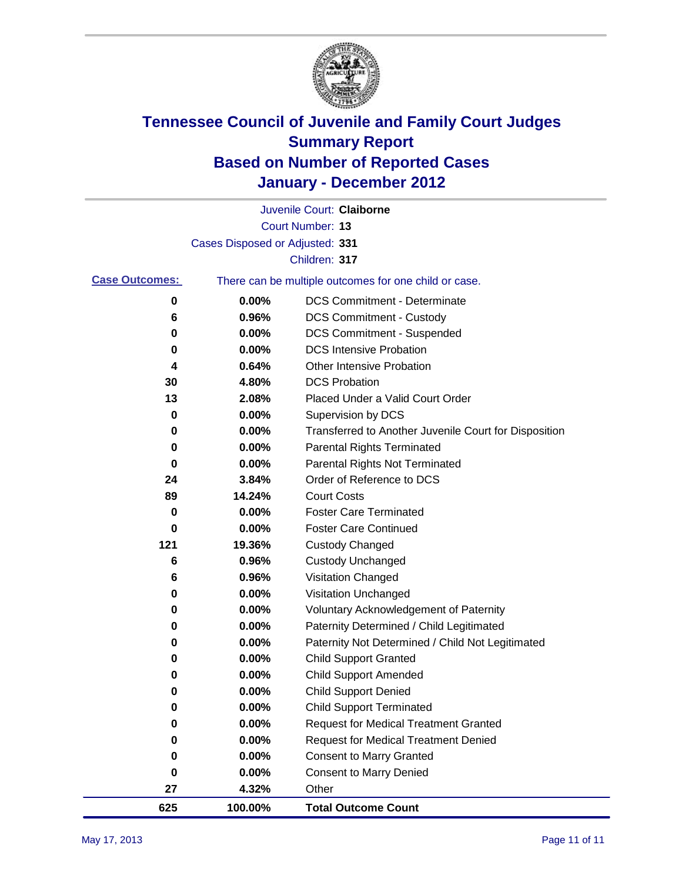# Tennessee Council of Juvenile and Family Court Judges
## Summary Report
## Based on Number of Reported Cases
## January - December 2012

Juvenile Court: **Claiborne**

Court Number: **13**

Cases Disposed or Adjusted: **331**

Children: **317**

**Case Outcomes:** There can be multiple outcomes for one child or case.

| | | |
|---|---|---|
| 0 | 0.00% | DCS Commitment - Determinate |
| 6 | 0.96% | DCS Commitment - Custody |
| 0 | 0.00% | DCS Commitment - Suspended |
| 0 | 0.00% | DCS Intensive Probation |
| 4 | 0.64% | Other Intensive Probation |
| 30 | 4.80% | DCS Probation |
| 13 | 2.08% | Placed Under a Valid Court Order |
| 0 | 0.00% | Supervision by DCS |
| 0 | 0.00% | Transferred to Another Juvenile Court for Disposition |
| 0 | 0.00% | Parental Rights Terminated |
| 0 | 0.00% | Parental Rights Not Terminated |
| 24 | 3.84% | Order of Reference to DCS |
| 89 | 14.24% | Court Costs |
| 0 | 0.00% | Foster Care Terminated |
| 0 | 0.00% | Foster Care Continued |
| 121 | 19.36% | Custody Changed |
| 6 | 0.96% | Custody Unchanged |
| 6 | 0.96% | Visitation Changed |
| 0 | 0.00% | Visitation Unchanged |
| 0 | 0.00% | Voluntary Acknowledgement of Paternity |
| 0 | 0.00% | Paternity Determined / Child Legitimated |
| 0 | 0.00% | Paternity Not Determined / Child Not Legitimated |
| 0 | 0.00% | Child Support Granted |
| 0 | 0.00% | Child Support Amended |
| 0 | 0.00% | Child Support Denied |
| 0 | 0.00% | Child Support Terminated |
| 0 | 0.00% | Request for Medical Treatment Granted |
| 0 | 0.00% | Request for Medical Treatment Denied |
| 0 | 0.00% | Consent to Marry Granted |
| 0 | 0.00% | Consent to Marry Denied |
| 27 | 4.32% | Other |
| **625** | **100.00%** | **Total Outcome Count** |

May 17, 2013